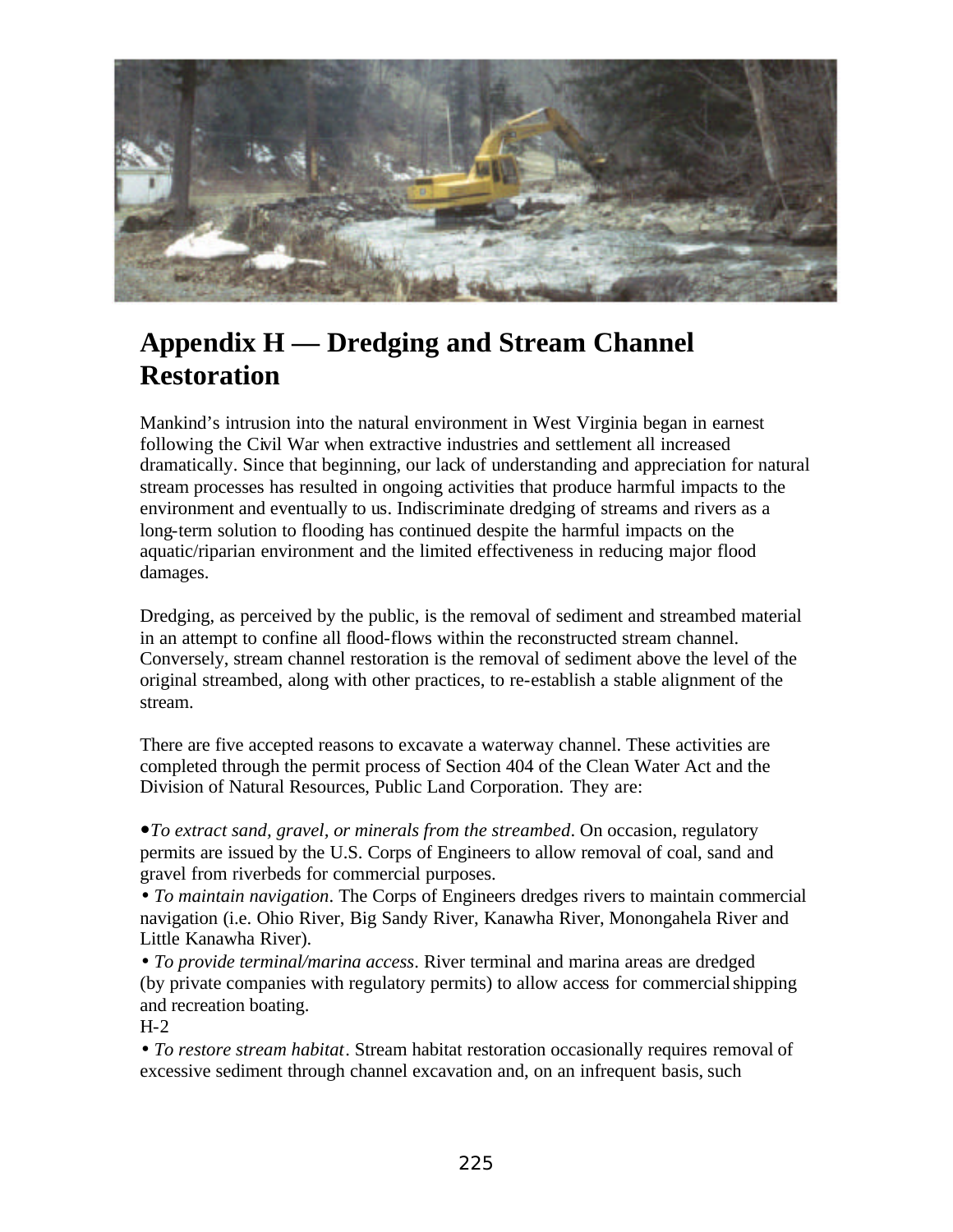# Appendix H — Dredging and Stream Channel Restoration

Mankind's intrusion into the natural environment in West Virginia began in earnest following the Civil War when extractive industries and settlement all increased dramatically. Since that beginning, our lack of understanding and appreciation for natural stream processes has resulted in ongoing activities that produce harmful impacts to the environment and eventually to us. Indiscriminate dredging of streams and rivers as a long-term solution to flooding has continued despite the harmful impacts on the aquatic/riparian environment and the limited effectiveness in reducing major flood damages.

Dredging, as perceived by the public, is the removal of sediment and streambed material in an attempt to confine all flood-flows within the reconstructed stream channel. Conversely, stream channel restoration is the removal of sediment above the level of the original streambed, along with other practices, to re-establish a stable alignment of the stream.

There are five accepted reasons to excavate a waterway channel. These activities are completed through the permit process of Section 404 of the Clean Water Act and the Division of Natural Resources, Public Land Corporation. They are:

- *To extract sand, gravel, or minerals from the streambed*. On occasion, regulatory permits are issued by the U.S. Corps of Engineers to allow removal of coal, sand and gravel from riverbeds for commercial purposes.
- *To maintain navigation*. The Corps of Engineers dredges rivers to maintain commercial navigation (i.e. Ohio River, Big Sandy River, Kanawha River, Monongahela River and Little Kanawha River).
- *To provide terminal/marina access*. River terminal and marina areas are dredged (by private companies with regulatory permits) to allow access for commercial shipping and recreation boating.

H-2

- *To restore stream habitat*. Stream habitat restoration occasionally requires removal of excessive sediment through channel excavation and, on an infrequent basis, such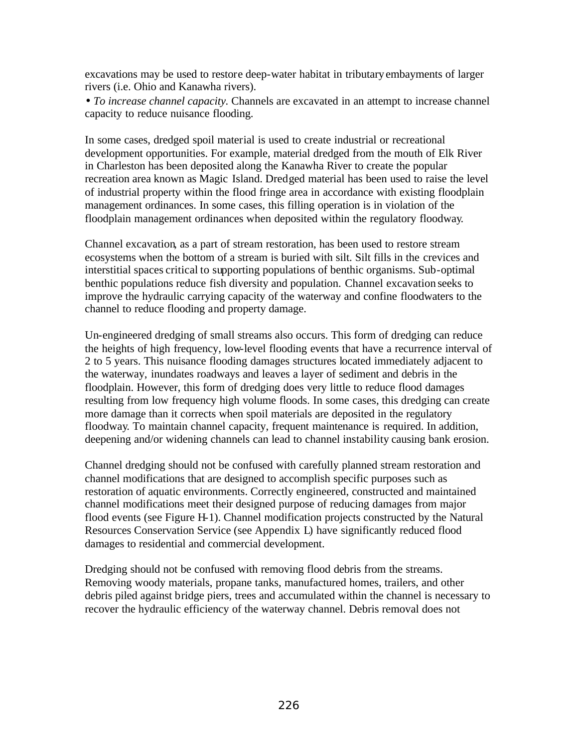excavations may be used to restore deep-water habitat in tributary embayments of larger rivers (i.e. Ohio and Kanawha rivers).

- *To increase channel capacity.* Channels are excavated in an attempt to increase channel capacity to reduce nuisance flooding.

In some cases, dredged spoil material is used to create industrial or recreational development opportunities. For example, material dredged from the mouth of Elk River in Charleston has been deposited along the Kanawha River to create the popular recreation area known as Magic Island. Dredged material has been used to raise the level of industrial property within the flood fringe area in accordance with existing floodplain management ordinances. In some cases, this filling operation is in violation of the floodplain management ordinances when deposited within the regulatory floodway.

Channel excavation, as a part of stream restoration, has been used to restore stream ecosystems when the bottom of a stream is buried with silt. Silt fills in the crevices and interstitial spaces critical to supporting populations of benthic organisms. Sub-optimal benthic populations reduce fish diversity and population. Channel excavation seeks to improve the hydraulic carrying capacity of the waterway and confine floodwaters to the channel to reduce flooding and property damage.

Un-engineered dredging of small streams also occurs. This form of dredging can reduce the heights of high frequency, low-level flooding events that have a recurrence interval of 2 to 5 years. This nuisance flooding damages structures located immediately adjacent to the waterway, inundates roadways and leaves a layer of sediment and debris in the floodplain. However, this form of dredging does very little to reduce flood damages resulting from low frequency high volume floods. In some cases, this dredging can create more damage than it corrects when spoil materials are deposited in the regulatory floodway. To maintain channel capacity, frequent maintenance is required. In addition, deepening and/or widening channels can lead to channel instability causing bank erosion.

Channel dredging should not be confused with carefully planned stream restoration and channel modifications that are designed to accomplish specific purposes such as restoration of aquatic environments. Correctly engineered, constructed and maintained channel modifications meet their designed purpose of reducing damages from major flood events (see Figure H-1). Channel modification projects constructed by the Natural Resources Conservation Service (see Appendix L) have significantly reduced flood damages to residential and commercial development.

Dredging should not be confused with removing flood debris from the streams. Removing woody materials, propane tanks, manufactured homes, trailers, and other debris piled against bridge piers, trees and accumulated within the channel is necessary to recover the hydraulic efficiency of the waterway channel. Debris removal does not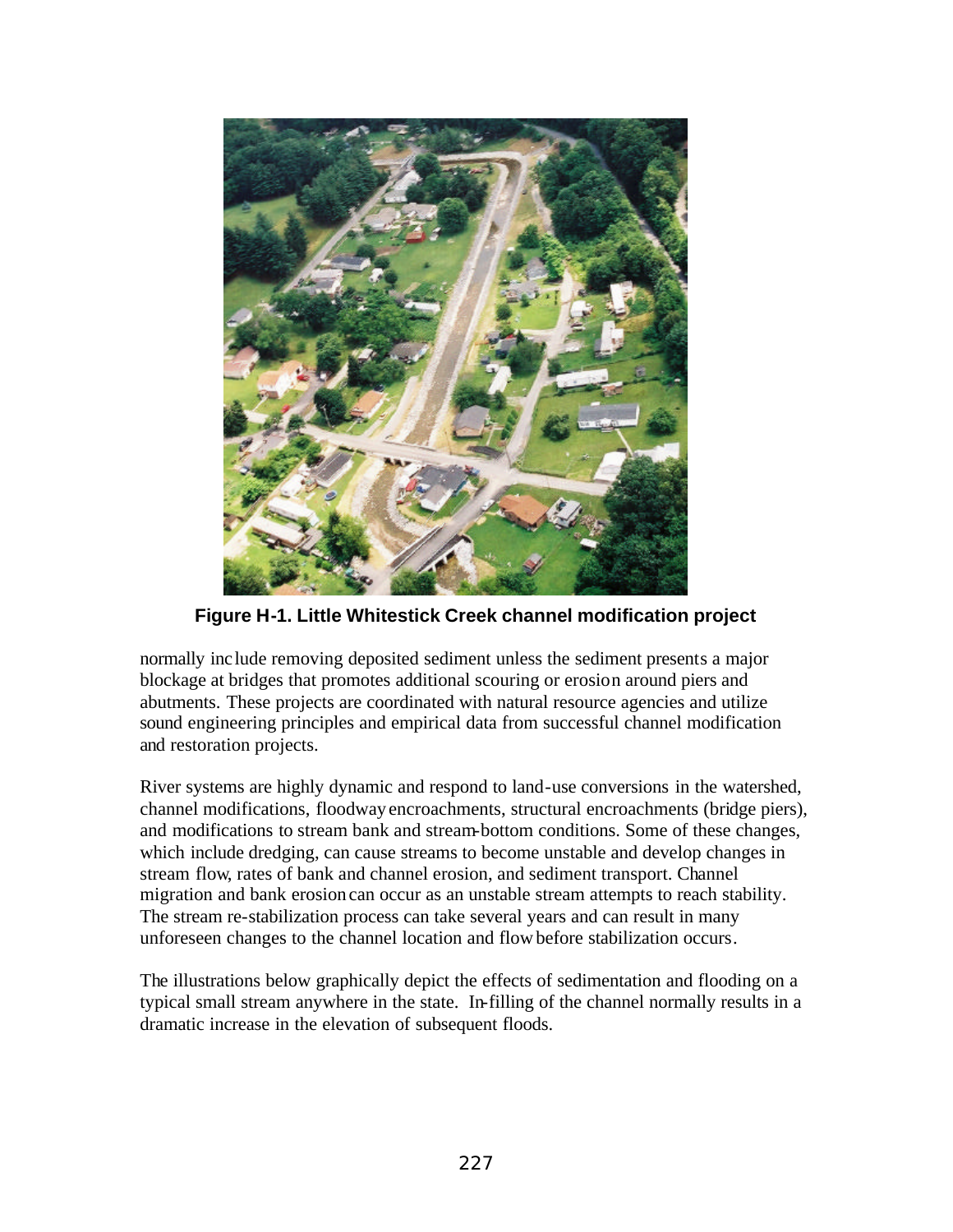**Figure H-1. Little Whitestick Creek channel modification project**

normally include removing deposited sediment unless the sediment presents a major blockage at bridges that promotes additional scouring or erosion around piers and abutments. These projects are coordinated with natural resource agencies and utilize sound engineering principles and empirical data from successful channel modification and restoration projects.

River systems are highly dynamic and respond to land-use conversions in the watershed, channel modifications, floodway encroachments, structural encroachments (bridge piers), and modifications to stream bank and stream-bottom conditions. Some of these changes, which include dredging, can cause streams to become unstable and develop changes in stream flow, rates of bank and channel erosion, and sediment transport. Channel migration and bank erosion can occur as an unstable stream attempts to reach stability. The stream re-stabilization process can take several years and can result in many unforeseen changes to the channel location and flow before stabilization occurs.

The illustrations below graphically depict the effects of sedimentation and flooding on a typical small stream anywhere in the state. In-filling of the channel normally results in a dramatic increase in the elevation of subsequent floods.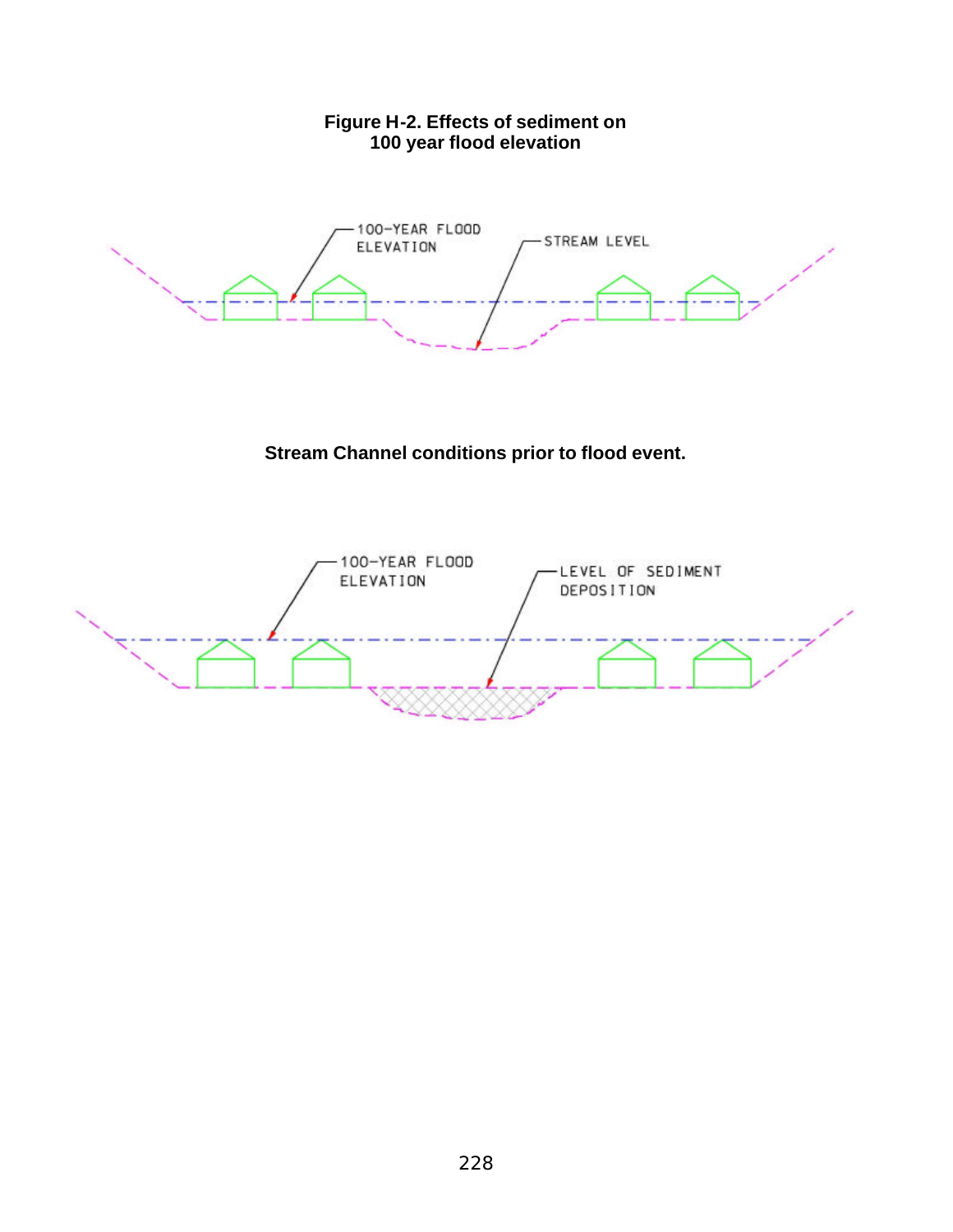**Figure H-2. Effects of sediment on 100 year flood elevation**

100-YEAR FLOOD ELEVATION

STREAM LEVEL

**Stream Channel conditions prior to flood event.**

100-YEAR FLOOD ELEVATION

LEVEL OF SEDIMENT DEPOSITION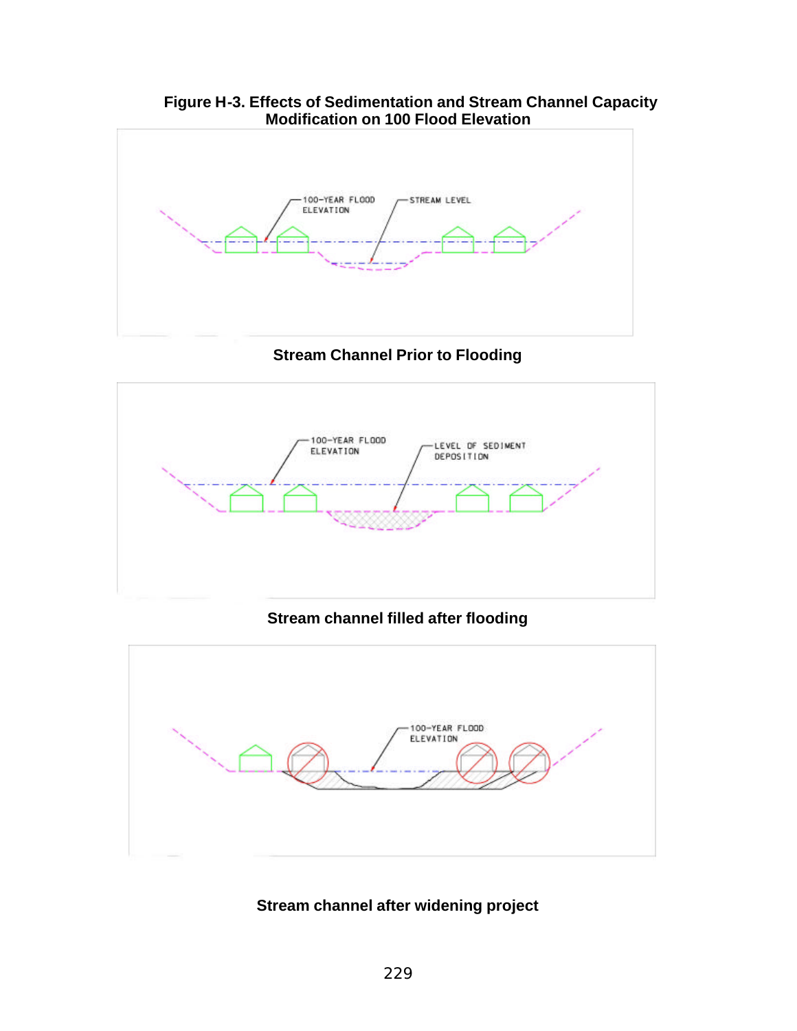**Figure H-3. Effects of Sedimentation and Stream Channel Capacity Modification on 100 Flood Elevation**

100-YEAR FLOOD ELEVATION

STREAM LEVEL

**Stream Channel Prior to Flooding**

100-YEAR FLOOD ELEVATION

LEVEL OF SEDIMENT DEPOSITION

**Stream channel filled after flooding**

100-YEAR FLOOD ELEVATION

**Stream channel after widening project**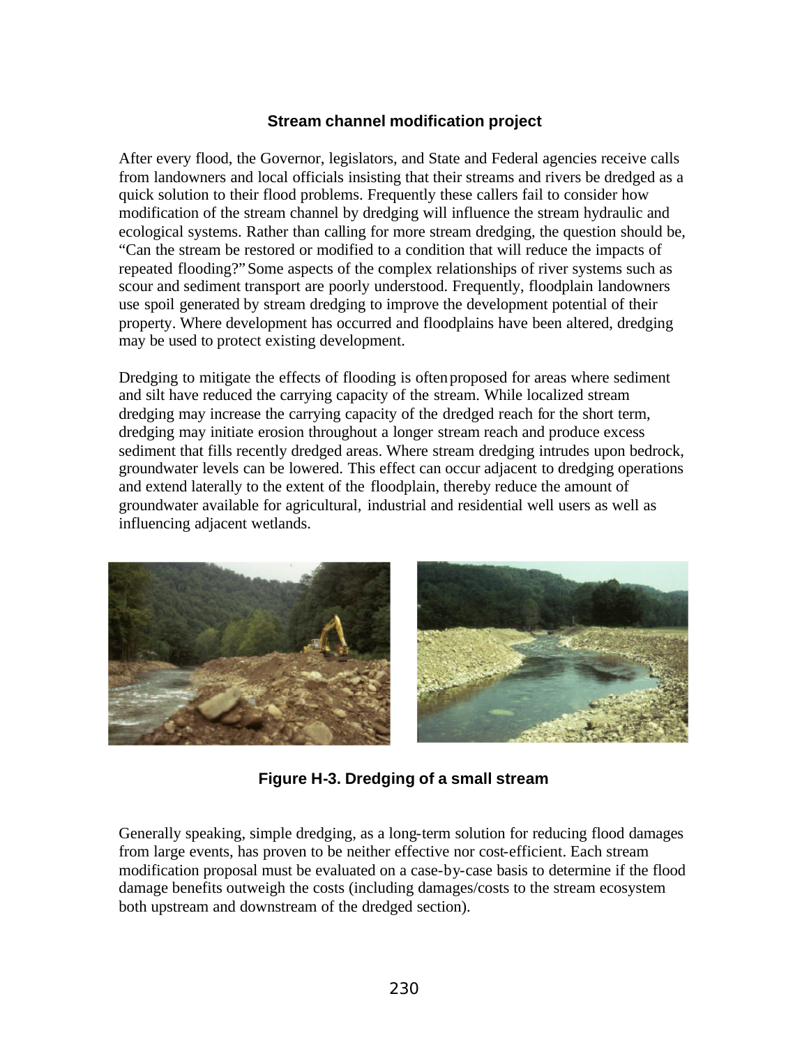### Stream channel modification project

After every flood, the Governor, legislators, and State and Federal agencies receive calls from landowners and local officials insisting that their streams and rivers be dredged as a quick solution to their flood problems. Frequently these callers fail to consider how modification of the stream channel by dredging will influence the stream hydraulic and ecological systems. Rather than calling for more stream dredging, the question should be, "Can the stream be restored or modified to a condition that will reduce the impacts of repeated flooding?" Some aspects of the complex relationships of river systems such as scour and sediment transport are poorly understood. Frequently, floodplain landowners use spoil generated by stream dredging to improve the development potential of their property. Where development has occurred and floodplains have been altered, dredging may be used to protect existing development.

Dredging to mitigate the effects of flooding is often proposed for areas where sediment and silt have reduced the carrying capacity of the stream. While localized stream dredging may increase the carrying capacity of the dredged reach for the short term, dredging may initiate erosion throughout a longer stream reach and produce excess sediment that fills recently dredged areas. Where stream dredging intrudes upon bedrock, groundwater levels can be lowered. This effect can occur adjacent to dredging operations and extend laterally to the extent of the floodplain, thereby reduce the amount of groundwater available for agricultural, industrial and residential well users as well as influencing adjacent wetlands.

**Figure H-3. Dredging of a small stream**

Generally speaking, simple dredging, as a long-term solution for reducing flood damages from large events, has proven to be neither effective nor cost-efficient. Each stream modification proposal must be evaluated on a case-by-case basis to determine if the flood damage benefits outweigh the costs (including damages/costs to the stream ecosystem both upstream and downstream of the dredged section).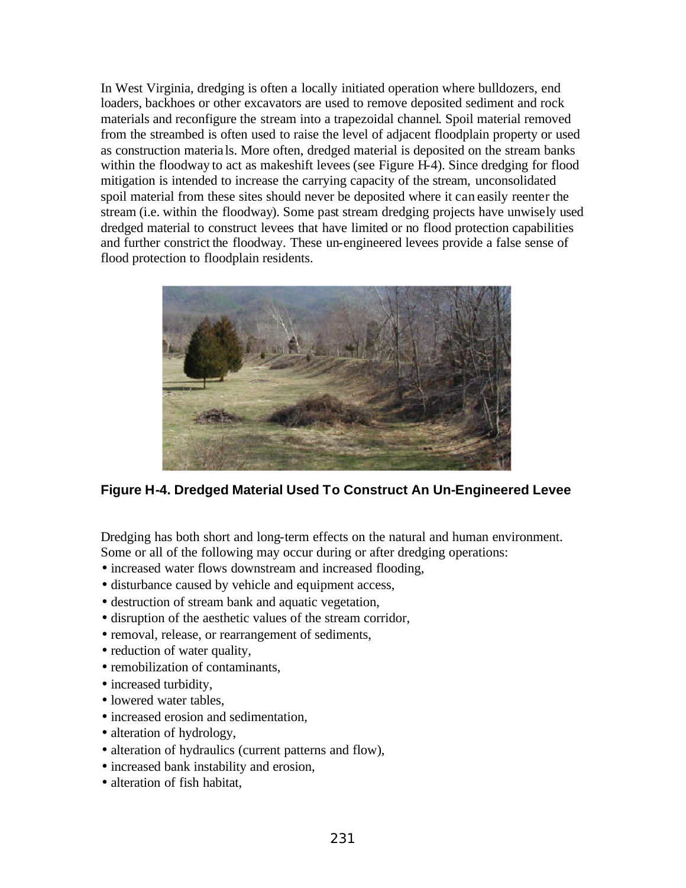In West Virginia, dredging is often a locally initiated operation where bulldozers, end loaders, backhoes or other excavators are used to remove deposited sediment and rock materials and reconfigure the stream into a trapezoidal channel. Spoil material removed from the streambed is often used to raise the level of adjacent floodplain property or used as construction materials. More often, dredged material is deposited on the stream banks within the floodway to act as makeshift levees (see Figure H-4). Since dredging for flood mitigation is intended to increase the carrying capacity of the stream, unconsolidated spoil material from these sites should never be deposited where it can easily reenter the stream (i.e. within the floodway). Some past stream dredging projects have unwisely used dredged material to construct levees that have limited or no flood protection capabilities and further constrict the floodway. These un-engineered levees provide a false sense of flood protection to floodplain residents.

**Figure H-4. Dredged Material Used To Construct An Un-Engineered Levee**

Dredging has both short and long-term effects on the natural and human environment. Some or all of the following may occur during or after dredging operations:

- increased water flows downstream and increased flooding,
- disturbance caused by vehicle and equipment access,
- destruction of stream bank and aquatic vegetation,
- disruption of the aesthetic values of the stream corridor,
- removal, release, or rearrangement of sediments,
- reduction of water quality,
- remobilization of contaminants,
- increased turbidity,
- lowered water tables,
- increased erosion and sedimentation,
- alteration of hydrology,
- alteration of hydraulics (current patterns and flow),
- increased bank instability and erosion,
- alteration of fish habitat,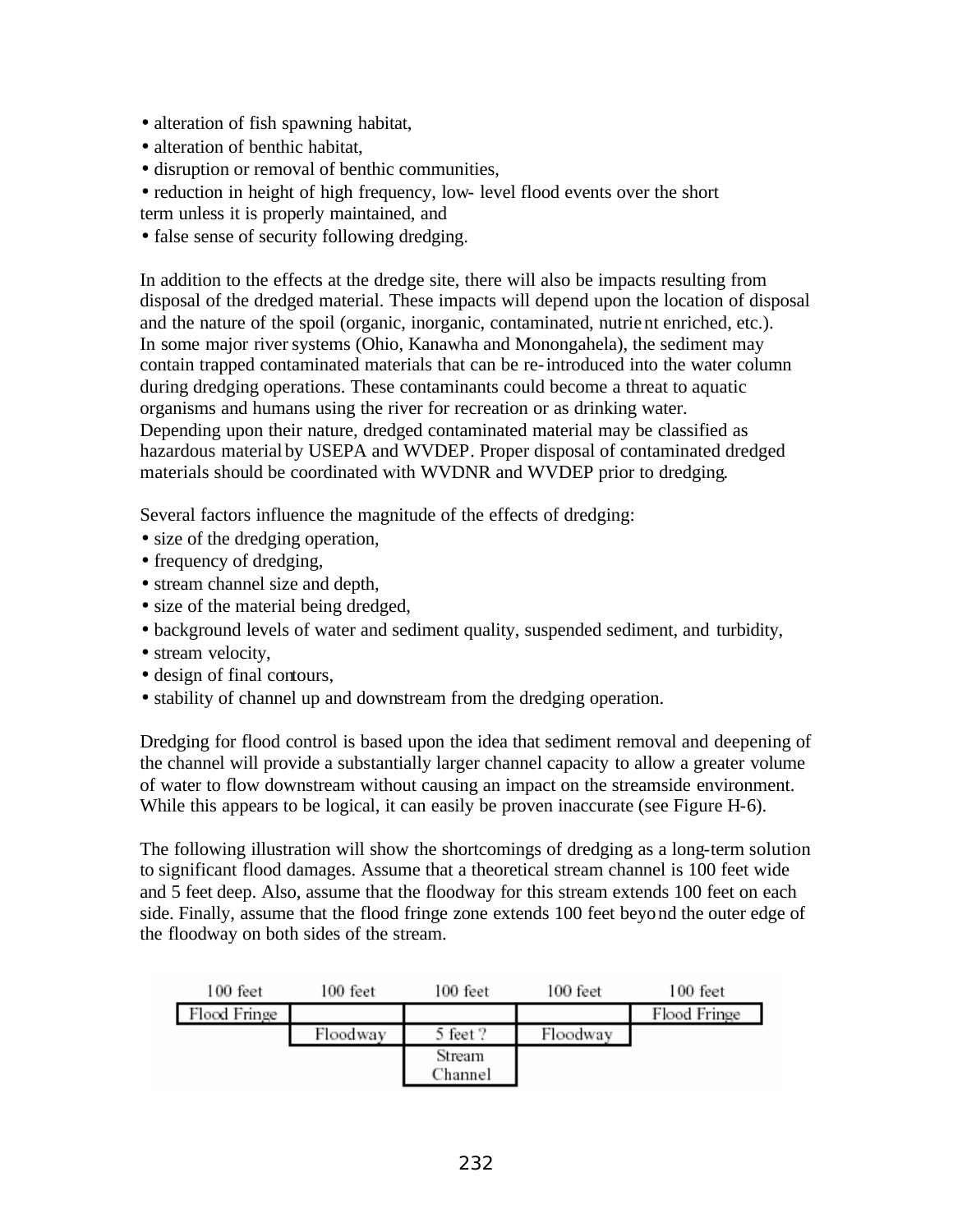- alteration of fish spawning habitat,
- alteration of benthic habitat,
- disruption or removal of benthic communities,
- reduction in height of high frequency, low- level flood events over the short term unless it is properly maintained, and
- false sense of security following dredging.

In addition to the effects at the dredge site, there will also be impacts resulting from disposal of the dredged material. These impacts will depend upon the location of disposal and the nature of the spoil (organic, inorganic, contaminated, nutrient enriched, etc.). In some major river systems (Ohio, Kanawha and Monongahela), the sediment may contain trapped contaminated materials that can be re-introduced into the water column during dredging operations. These contaminants could become a threat to aquatic organisms and humans using the river for recreation or as drinking water. Depending upon their nature, dredged contaminated material may be classified as hazardous material by USEPA and WVDEP. Proper disposal of contaminated dredged materials should be coordinated with WVDNR and WVDEP prior to dredging.

Several factors influence the magnitude of the effects of dredging:

- size of the dredging operation,
- frequency of dredging,
- stream channel size and depth,
- size of the material being dredged,
- background levels of water and sediment quality, suspended sediment, and turbidity,
- stream velocity,
- design of final contours,
- stability of channel up and downstream from the dredging operation.

Dredging for flood control is based upon the idea that sediment removal and deepening of the channel will provide a substantially larger channel capacity to allow a greater volume of water to flow downstream without causing an impact on the streamside environment. While this appears to be logical, it can easily be proven inaccurate (see Figure H-6).

The following illustration will show the shortcomings of dredging as a long-term solution to significant flood damages. Assume that a theoretical stream channel is 100 feet wide and 5 feet deep. Also, assume that the floodway for this stream extends 100 feet on each side. Finally, assume that the flood fringe zone extends 100 feet beyond the outer edge of the floodway on both sides of the stream.

| 100 feet | 100 feet | 100 feet | 100 feet | 100 feet |
|---|---|---|---|---|
| Flood Fringe | | | | Flood Fringe |
| | Floodway | 5 feet ? | Floodway | |
| | | Stream Channel | | |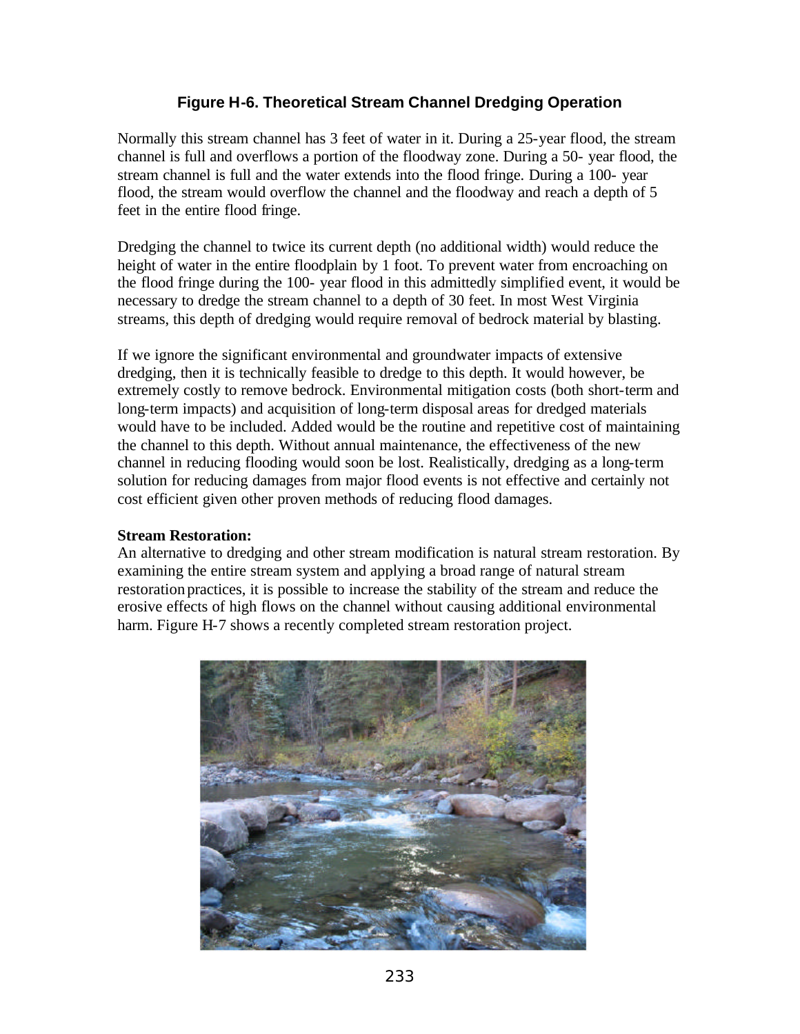### Figure H-6. Theoretical Stream Channel Dredging Operation

Normally this stream channel has 3 feet of water in it. During a 25-year flood, the stream channel is full and overflows a portion of the floodway zone. During a 50- year flood, the stream channel is full and the water extends into the flood fringe. During a 100- year flood, the stream would overflow the channel and the floodway and reach a depth of 5 feet in the entire flood fringe.

Dredging the channel to twice its current depth (no additional width) would reduce the height of water in the entire floodplain by 1 foot. To prevent water from encroaching on the flood fringe during the 100- year flood in this admittedly simplified event, it would be necessary to dredge the stream channel to a depth of 30 feet. In most West Virginia streams, this depth of dredging would require removal of bedrock material by blasting.

If we ignore the significant environmental and groundwater impacts of extensive dredging, then it is technically feasible to dredge to this depth. It would however, be extremely costly to remove bedrock. Environmental mitigation costs (both short-term and long-term impacts) and acquisition of long-term disposal areas for dredged materials would have to be included. Added would be the routine and repetitive cost of maintaining the channel to this depth. Without annual maintenance, the effectiveness of the new channel in reducing flooding would soon be lost. Realistically, dredging as a long-term solution for reducing damages from major flood events is not effective and certainly not cost efficient given other proven methods of reducing flood damages.

**Stream Restoration:**
An alternative to dredging and other stream modification is natural stream restoration. By examining the entire stream system and applying a broad range of natural stream restoration practices, it is possible to increase the stability of the stream and reduce the erosive effects of high flows on the channel without causing additional environmental harm. Figure H-7 shows a recently completed stream restoration project.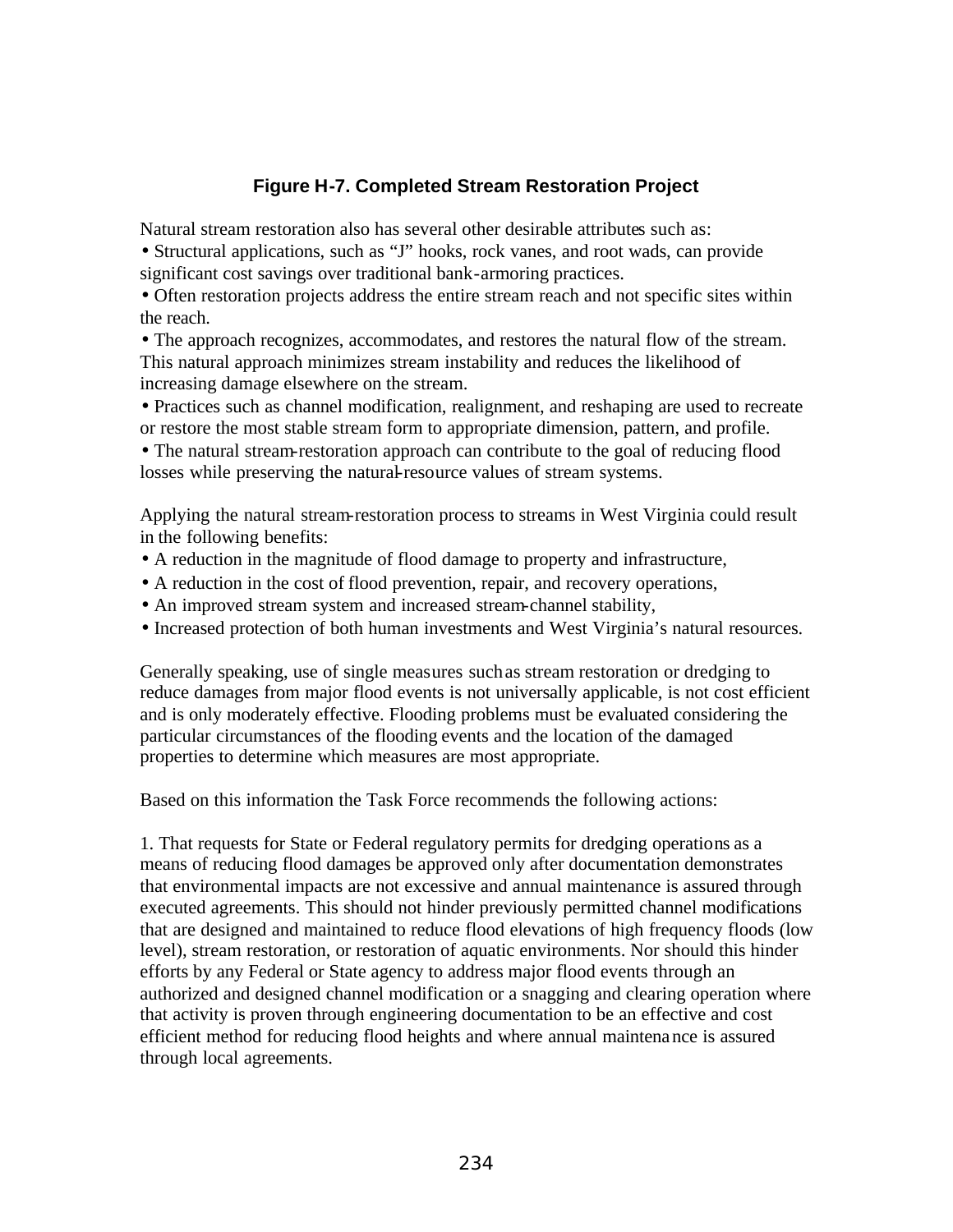**Figure H-7. Completed Stream Restoration Project**

Natural stream restoration also has several other desirable attributes such as:

- Structural applications, such as "J" hooks, rock vanes, and root wads, can provide significant cost savings over traditional bank-armoring practices.
- Often restoration projects address the entire stream reach and not specific sites within the reach.
- The approach recognizes, accommodates, and restores the natural flow of the stream. This natural approach minimizes stream instability and reduces the likelihood of increasing damage elsewhere on the stream.
- Practices such as channel modification, realignment, and reshaping are used to recreate or restore the most stable stream form to appropriate dimension, pattern, and profile.
- The natural stream-restoration approach can contribute to the goal of reducing flood losses while preserving the natural-resource values of stream systems.

Applying the natural stream-restoration process to streams in West Virginia could result in the following benefits:

- A reduction in the magnitude of flood damage to property and infrastructure,
- A reduction in the cost of flood prevention, repair, and recovery operations,
- An improved stream system and increased stream-channel stability,
- Increased protection of both human investments and West Virginia's natural resources.

Generally speaking, use of single measures such as stream restoration or dredging to reduce damages from major flood events is not universally applicable, is not cost efficient and is only moderately effective. Flooding problems must be evaluated considering the particular circumstances of the flooding events and the location of the damaged properties to determine which measures are most appropriate.

Based on this information the Task Force recommends the following actions:

1. That requests for State or Federal regulatory permits for dredging operations as a means of reducing flood damages be approved only after documentation demonstrates that environmental impacts are not excessive and annual maintenance is assured through executed agreements. This should not hinder previously permitted channel modifications that are designed and maintained to reduce flood elevations of high frequency floods (low level), stream restoration, or restoration of aquatic environments. Nor should this hinder efforts by any Federal or State agency to address major flood events through an authorized and designed channel modification or a snagging and clearing operation where that activity is proven through engineering documentation to be an effective and cost efficient method for reducing flood heights and where annual maintenance is assured through local agreements.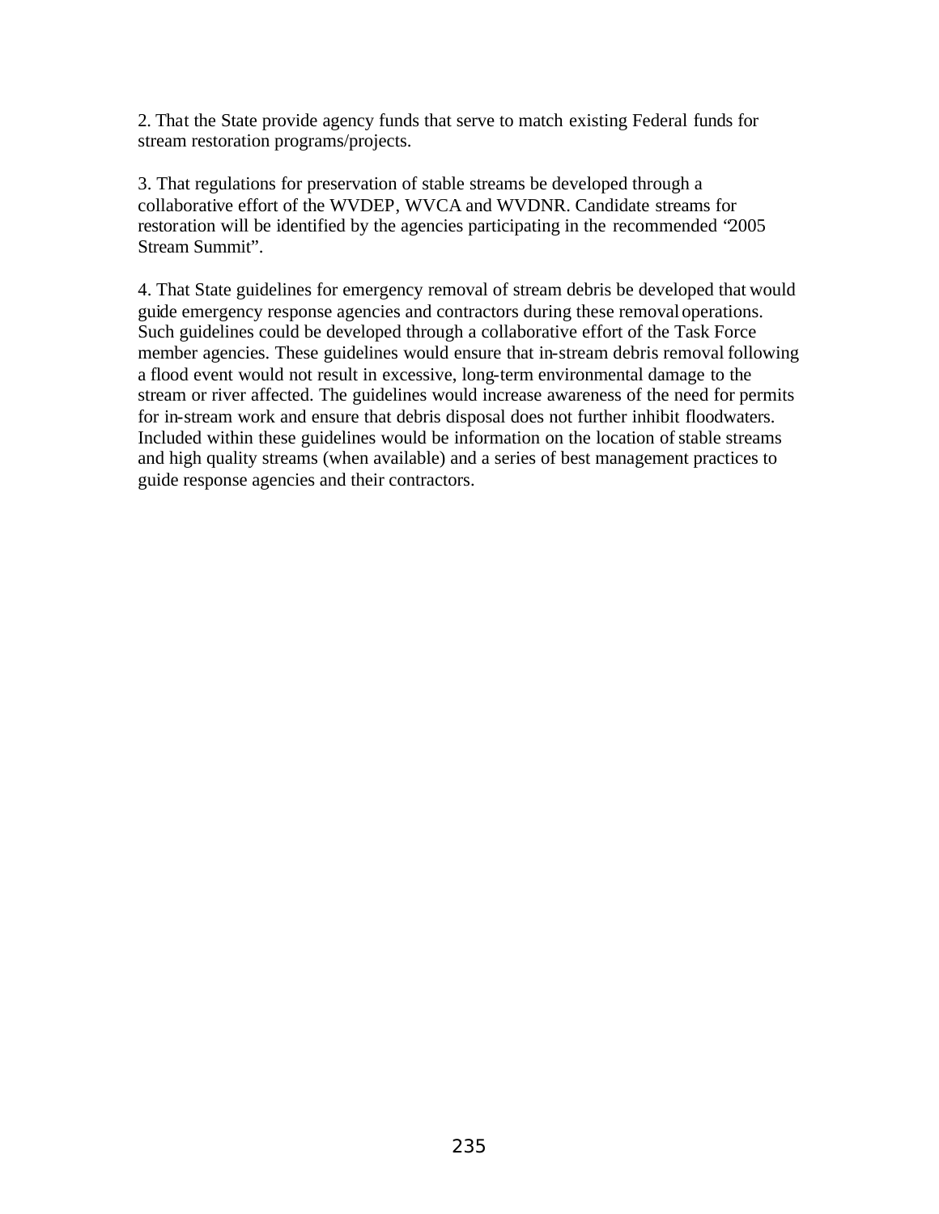2. That the State provide agency funds that serve to match existing Federal funds for stream restoration programs/projects.

3. That regulations for preservation of stable streams be developed through a collaborative effort of the WVDEP, WVCA and WVDNR. Candidate streams for restoration will be identified by the agencies participating in the recommended "2005 Stream Summit".

4. That State guidelines for emergency removal of stream debris be developed that would guide emergency response agencies and contractors during these removal operations. Such guidelines could be developed through a collaborative effort of the Task Force member agencies. These guidelines would ensure that in-stream debris removal following a flood event would not result in excessive, long-term environmental damage to the stream or river affected. The guidelines would increase awareness of the need for permits for in-stream work and ensure that debris disposal does not further inhibit floodwaters. Included within these guidelines would be information on the location of stable streams and high quality streams (when available) and a series of best management practices to guide response agencies and their contractors.